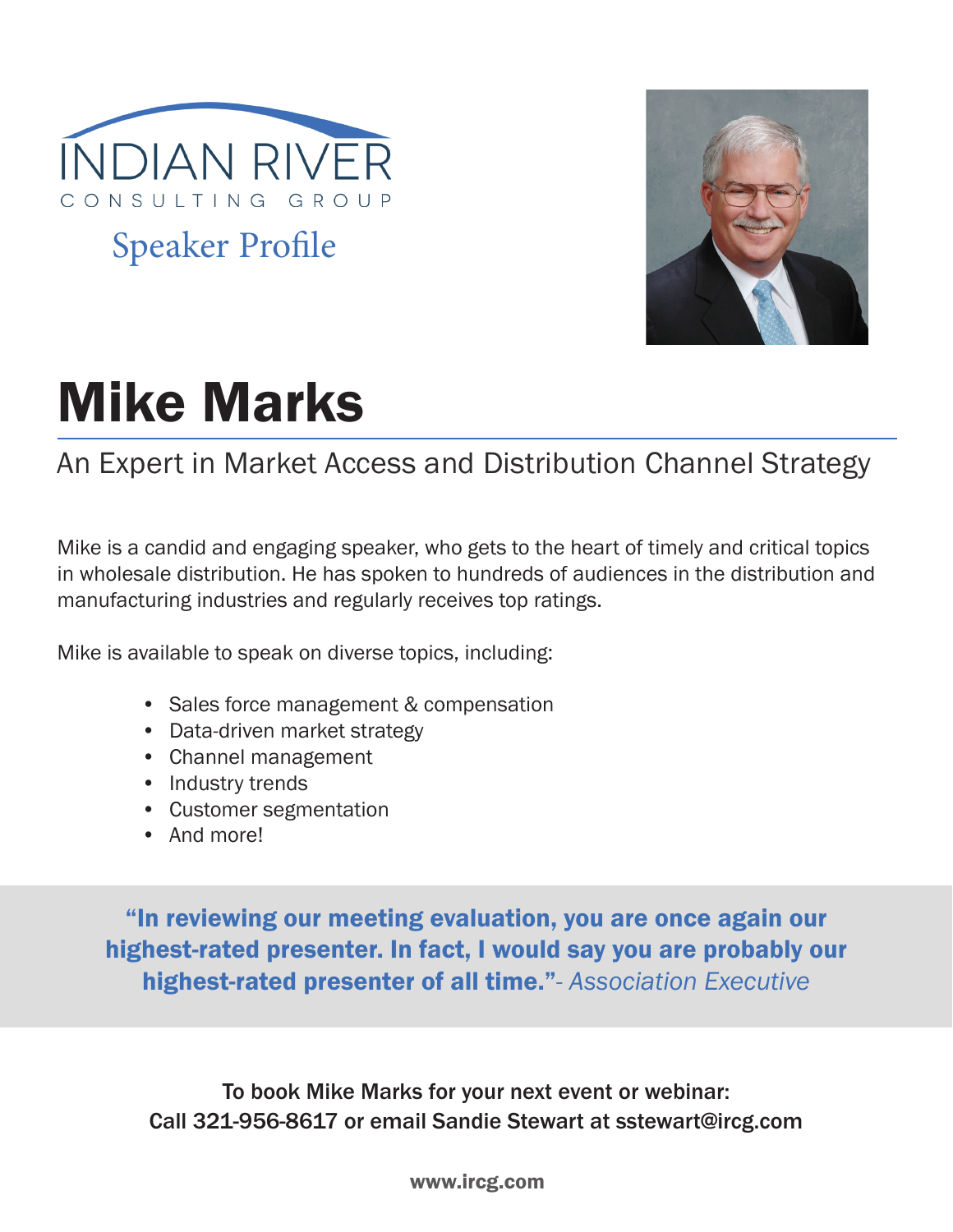INDIAN RIVER

CONSULTING GROUP

Speaker Profile

# Mike Marks

## An Expert in Market Access and Distribution Channel Strategy

Mike is a candid and engaging speaker, who gets to the heart of timely and critical topics in wholesale distribution. He has spoken to hundreds of audiences in the distribution and manufacturing industries and regularly receives top ratings.

Mike is available to speak on diverse topics, including:

- Sales force management & compensation
- Data-driven market strategy
- Channel management
- Industry trends
- Customer segmentation
- And more!

**"In reviewing our meeting evaluation, you are once again our highest-rated presenter. In fact, I would say you are probably our highest-rated presenter of all time."**- *Association Executive*

To book Mike Marks for your next event or webinar:
Call 321-956-8617 or email Sandie Stewart at sstewart@ircg.com

**www.ircg.com**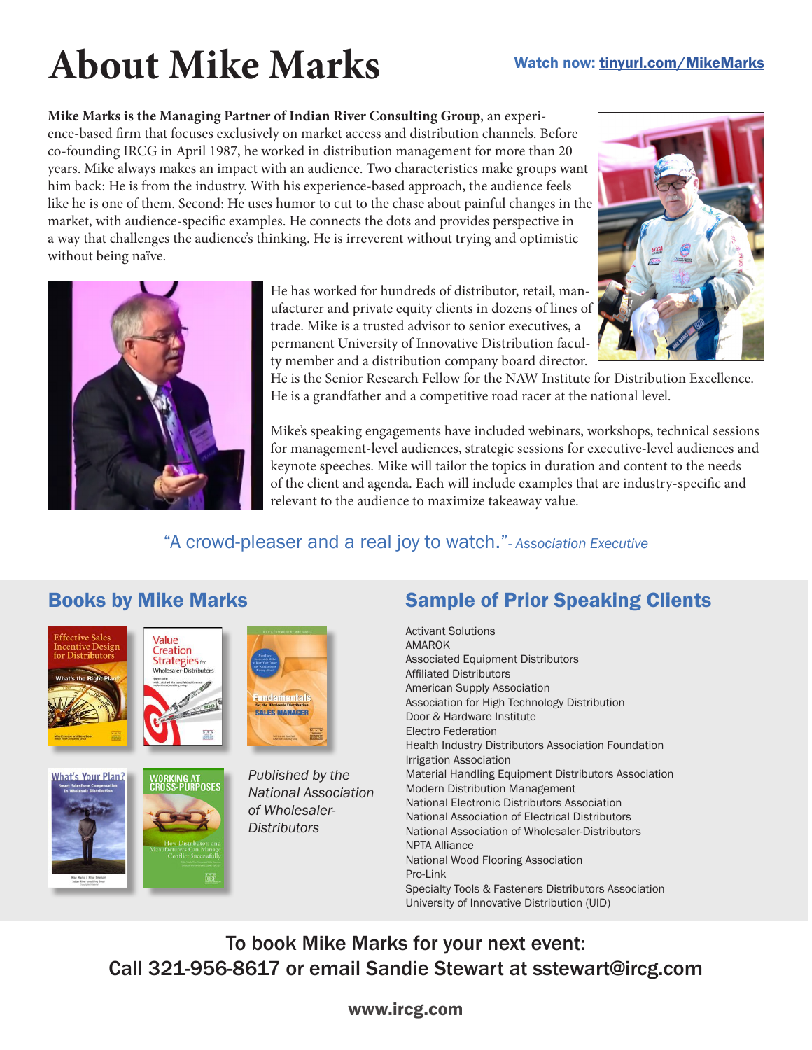# About Mike Marks

Watch now: tinyurl.com/MikeMarks

**Mike Marks is the Managing Partner of Indian River Consulting Group**, an experience-based firm that focuses exclusively on market access and distribution channels. Before co-founding IRCG in April 1987, he worked in distribution management for more than 20 years. Mike always makes an impact with an audience. Two characteristics make groups want him back: He is from the industry. With his experience-based approach, the audience feels like he is one of them. Second: He uses humor to cut to the chase about painful changes in the market, with audience-specific examples. He connects the dots and provides perspective in a way that challenges the audience's thinking. He is irreverent without trying and optimistic without being naïve.

He has worked for hundreds of distributor, retail, manufacturer and private equity clients in dozens of lines of trade. Mike is a trusted advisor to senior executives, a permanent University of Innovative Distribution faculty member and a distribution company board director. He is the Senior Research Fellow for the NAW Institute for Distribution Excellence. He is a grandfather and a competitive road racer at the national level.

Mike's speaking engagements have included webinars, workshops, technical sessions for management-level audiences, strategic sessions for executive-level audiences and keynote speeches. Mike will tailor the topics in duration and content to the needs of the client and agenda. Each will include examples that are industry-specific and relevant to the audience to maximize takeaway value.

"A crowd-pleaser and a real joy to watch." *- Association Executive*

## Books by Mike Marks

- Effective Sales Incentive Design for Distributors: What's the Right Plan?
- Value Creation Strategies for Wholesaler-Distributors
- Fundamentals for the Wholesale Distribution Sales Manager
- What's Your Plan? Smart Salesforce Compensation in Wholesale Distribution
- Working at Cross-Purposes: How Distributors and Manufacturers Can Manage Conflict Successfully

*Published by the National Association of Wholesaler-Distributors*

## Sample of Prior Speaking Clients

Activant Solutions
AMAROK
Associated Equipment Distributors
Affiliated Distributors
American Supply Association
Association for High Technology Distribution
Door & Hardware Institute
Electro Federation
Health Industry Distributors Association Foundation
Irrigation Association
Material Handling Equipment Distributors Association
Modern Distribution Management
National Electronic Distributors Association
National Association of Electrical Distributors
National Association of Wholesaler-Distributors
NPTA Alliance
National Wood Flooring Association
Pro-Link
Specialty Tools & Fasteners Distributors Association
University of Innovative Distribution (UID)

To book Mike Marks for your next event:
Call 321-956-8617 or email Sandie Stewart at sstewart@ircg.com

www.ircg.com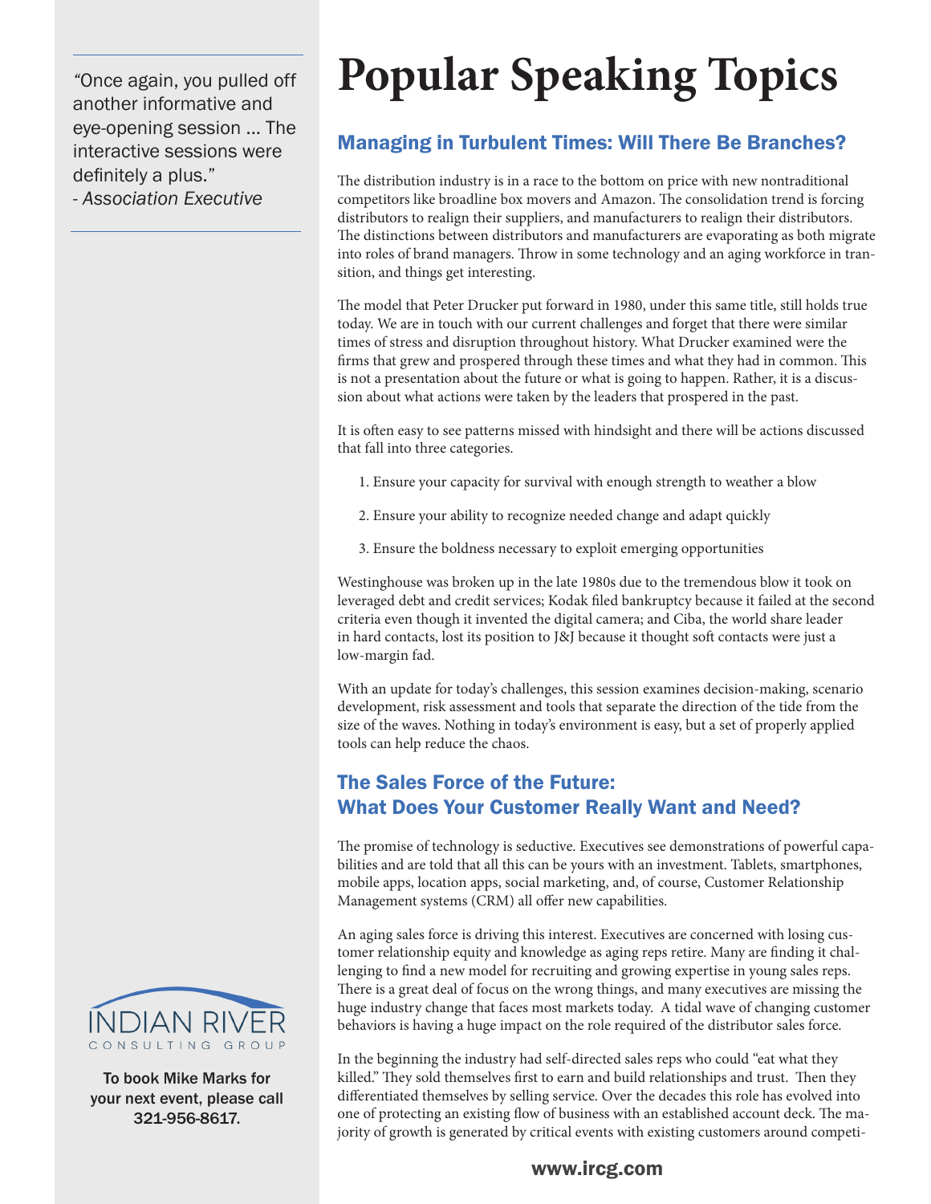> "Once again, you pulled off another informative and eye-opening session ... The interactive sessions were definitely a plus."
> - *Association Executive*

# Popular Speaking Topics

## Managing in Turbulent Times: Will There Be Branches?

The distribution industry is in a race to the bottom on price with new nontraditional competitors like broadline box movers and Amazon. The consolidation trend is forcing distributors to realign their suppliers, and manufacturers to realign their distributors. The distinctions between distributors and manufacturers are evaporating as both migrate into roles of brand managers. Throw in some technology and an aging workforce in transition, and things get interesting.

The model that Peter Drucker put forward in 1980, under this same title, still holds true today. We are in touch with our current challenges and forget that there were similar times of stress and disruption throughout history. What Drucker examined were the firms that grew and prospered through these times and what they had in common. This is not a presentation about the future or what is going to happen. Rather, it is a discussion about what actions were taken by the leaders that prospered in the past.

It is often easy to see patterns missed with hindsight and there will be actions discussed that fall into three categories.

1. Ensure your capacity for survival with enough strength to weather a blow
2. Ensure your ability to recognize needed change and adapt quickly
3. Ensure the boldness necessary to exploit emerging opportunities

Westinghouse was broken up in the late 1980s due to the tremendous blow it took on leveraged debt and credit services; Kodak filed bankruptcy because it failed at the second criteria even though it invented the digital camera; and Ciba, the world share leader in hard contacts, lost its position to J&J because it thought soft contacts were just a low-margin fad.

With an update for today's challenges, this session examines decision-making, scenario development, risk assessment and tools that separate the direction of the tide from the size of the waves. Nothing in today's environment is easy, but a set of properly applied tools can help reduce the chaos.

## The Sales Force of the Future: What Does Your Customer Really Want and Need?

The promise of technology is seductive. Executives see demonstrations of powerful capabilities and are told that all this can be yours with an investment. Tablets, smartphones, mobile apps, location apps, social marketing, and, of course, Customer Relationship Management systems (CRM) all offer new capabilities.

An aging sales force is driving this interest. Executives are concerned with losing customer relationship equity and knowledge as aging reps retire. Many are finding it challenging to find a new model for recruiting and growing expertise in young sales reps. There is a great deal of focus on the wrong things, and many executives are missing the huge industry change that faces most markets today. A tidal wave of changing customer behaviors is having a huge impact on the role required of the distributor sales force.

In the beginning the industry had self-directed sales reps who could "eat what they killed." They sold themselves first to earn and build relationships and trust. Then they differentiated themselves by selling service. Over the decades this role has evolved into one of protecting an existing flow of business with an established account deck. The majority of growth is generated by critical events with existing customers around competi-

INDIAN RIVER CONSULTING GROUP

To book Mike Marks for your next event, please call 321-956-8617.

www.ircg.com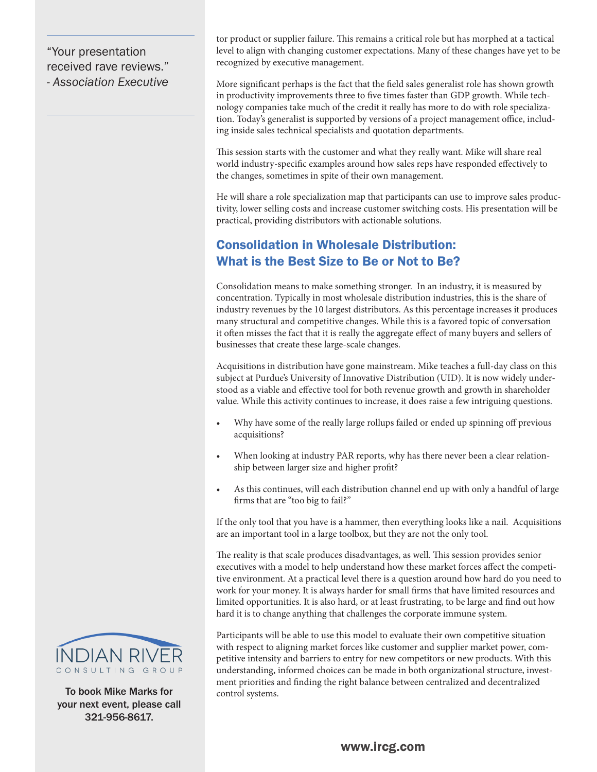> "Your presentation received rave reviews."
> *- Association Executive*

tor product or supplier failure. This remains a critical role but has morphed at a tactical level to align with changing customer expectations. Many of these changes have yet to be recognized by executive management.

More significant perhaps is the fact that the field sales generalist role has shown growth in productivity improvements three to five times faster than GDP growth. While technology companies take much of the credit it really has more to do with role specialization. Today's generalist is supported by versions of a project management office, including inside sales technical specialists and quotation departments.

This session starts with the customer and what they really want. Mike will share real world industry-specific examples around how sales reps have responded effectively to the changes, sometimes in spite of their own management.

He will share a role specialization map that participants can use to improve sales productivity, lower selling costs and increase customer switching costs. His presentation will be practical, providing distributors with actionable solutions.

## Consolidation in Wholesale Distribution: What is the Best Size to Be or Not to Be?

Consolidation means to make something stronger. In an industry, it is measured by concentration. Typically in most wholesale distribution industries, this is the share of industry revenues by the 10 largest distributors. As this percentage increases it produces many structural and competitive changes. While this is a favored topic of conversation it often misses the fact that it is really the aggregate effect of many buyers and sellers of businesses that create these large-scale changes.

Acquisitions in distribution have gone mainstream. Mike teaches a full-day class on this subject at Purdue's University of Innovative Distribution (UID). It is now widely understood as a viable and effective tool for both revenue growth and growth in shareholder value. While this activity continues to increase, it does raise a few intriguing questions.

- Why have some of the really large rollups failed or ended up spinning off previous acquisitions?
- When looking at industry PAR reports, why has there never been a clear relationship between larger size and higher profit?
- As this continues, will each distribution channel end up with only a handful of large firms that are "too big to fail?"

If the only tool that you have is a hammer, then everything looks like a nail. Acquisitions are an important tool in a large toolbox, but they are not the only tool.

The reality is that scale produces disadvantages, as well. This session provides senior executives with a model to help understand how these market forces affect the competitive environment. At a practical level there is a question around how hard do you need to work for your money. It is always harder for small firms that have limited resources and limited opportunities. It is also hard, or at least frustrating, to be large and find out how hard it is to change anything that challenges the corporate immune system.

Participants will be able to use this model to evaluate their own competitive situation with respect to aligning market forces like customer and supplier market power, competitive intensity and barriers to entry for new competitors or new products. With this understanding, informed choices can be made in both organizational structure, investment priorities and finding the right balance between centralized and decentralized control systems.

INDIAN RIVER CONSULTING GROUP

To book Mike Marks for your next event, please call 321-956-8617.

www.ircg.com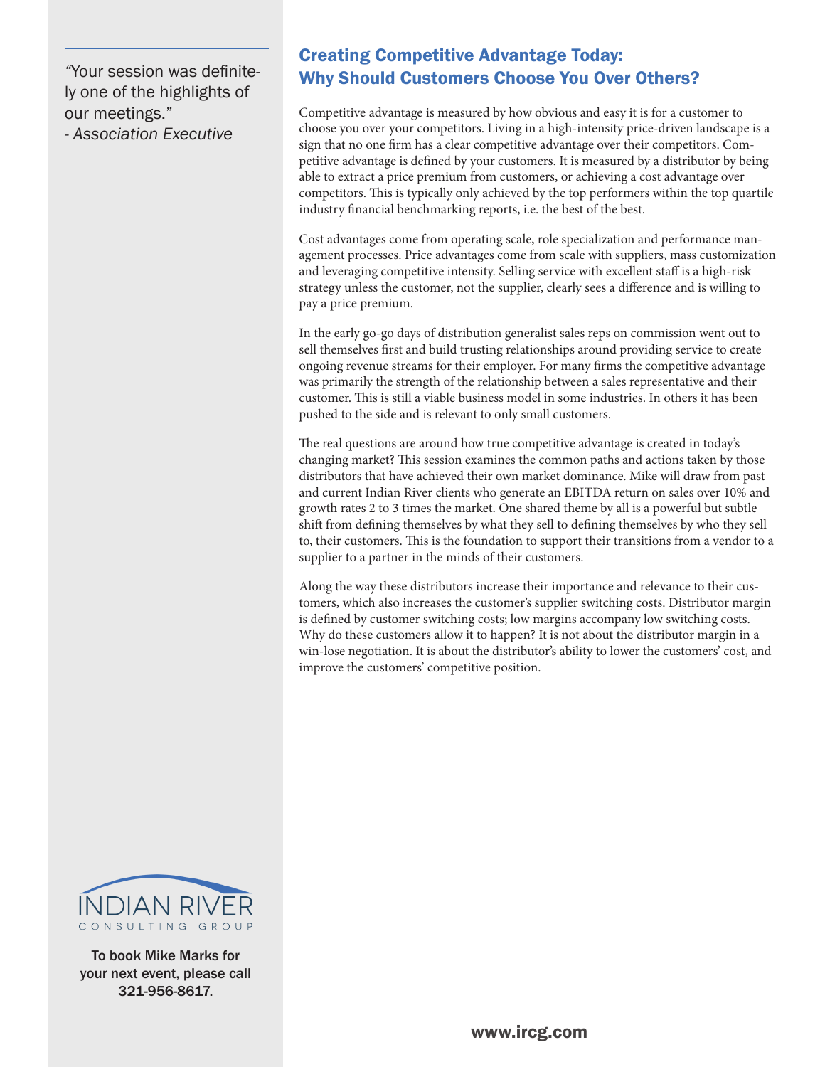> "Your session was definitely one of the highlights of our meetings."
> *- Association Executive*

## Creating Competitive Advantage Today: Why Should Customers Choose You Over Others?

Competitive advantage is measured by how obvious and easy it is for a customer to choose you over your competitors. Living in a high-intensity price-driven landscape is a sign that no one firm has a clear competitive advantage over their competitors. Competitive advantage is defined by your customers. It is measured by a distributor by being able to extract a price premium from customers, or achieving a cost advantage over competitors. This is typically only achieved by the top performers within the top quartile industry financial benchmarking reports, i.e. the best of the best.

Cost advantages come from operating scale, role specialization and performance management processes. Price advantages come from scale with suppliers, mass customization and leveraging competitive intensity. Selling service with excellent staff is a high-risk strategy unless the customer, not the supplier, clearly sees a difference and is willing to pay a price premium.

In the early go-go days of distribution generalist sales reps on commission went out to sell themselves first and build trusting relationships around providing service to create ongoing revenue streams for their employer. For many firms the competitive advantage was primarily the strength of the relationship between a sales representative and their customer. This is still a viable business model in some industries. In others it has been pushed to the side and is relevant to only small customers.

The real questions are around how true competitive advantage is created in today's changing market? This session examines the common paths and actions taken by those distributors that have achieved their own market dominance. Mike will draw from past and current Indian River clients who generate an EBITDA return on sales over 10% and growth rates 2 to 3 times the market. One shared theme by all is a powerful but subtle shift from defining themselves by what they sell to defining themselves by who they sell to, their customers. This is the foundation to support their transitions from a vendor to a supplier to a partner in the minds of their customers.

Along the way these distributors increase their importance and relevance to their customers, which also increases the customer's supplier switching costs. Distributor margin is defined by customer switching costs; low margins accompany low switching costs. Why do these customers allow it to happen? It is not about the distributor margin in a win-lose negotiation. It is about the distributor's ability to lower the customers' cost, and improve the customers' competitive position.

INDIAN RIVER
CONSULTING GROUP

**To book Mike Marks for your next event, please call 321-956-8617.**

**www.ircg.com**